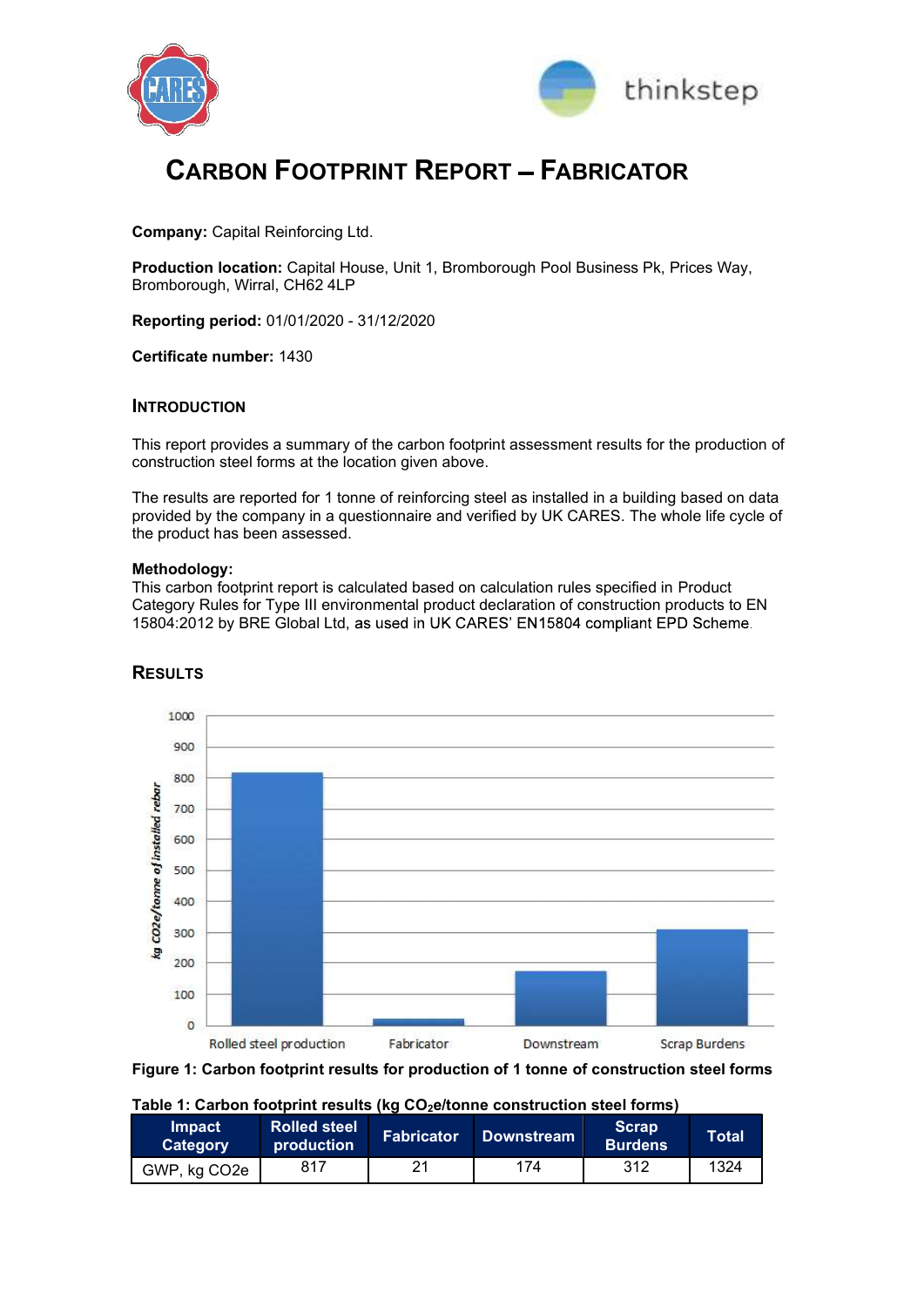# CARBON FOOTPRINT REPORT – FABRICATOR

**Company:** Capital Reinforcing Ltd.

**Production location:** Capital House, Unit 1, Bromborough Pool Business Pk, Prices Way, Bromborough, Wirral, CH62 4LP

**Reporting period:** 01/01/2020 - 31/12/2020

**Certificate number:** 1430

## INTRODUCTION

This report provides a summary of the carbon footprint assessment results for the production of construction steel forms at the location given above.

The results are reported for 1 tonne of reinforcing steel as installed in a building based on data provided by the company in a questionnaire and verified by UK CARES. The whole life cycle of the product has been assessed.

**Methodology:**
This carbon footprint report is calculated based on calculation rules specified in Product Category Rules for Type III environmental product declaration of construction products to EN 15804:2012 by BRE Global Ltd, as used in UK CARES' EN15804 compliant EPD Scheme.

## RESULTS

**Figure 1: Carbon footprint results for production of 1 tonne of construction steel forms**

**Table 1: Carbon footprint results (kg $CO_2$e/tonne construction steel forms)**

| Impact Category | Rolled steel production | Fabricator | Downstream | Scrap Burdens | Total |
|---|---|---|---|---|---|
| GWP, kg CO2e | 817 | 21 | 174 | 312 | 1324 |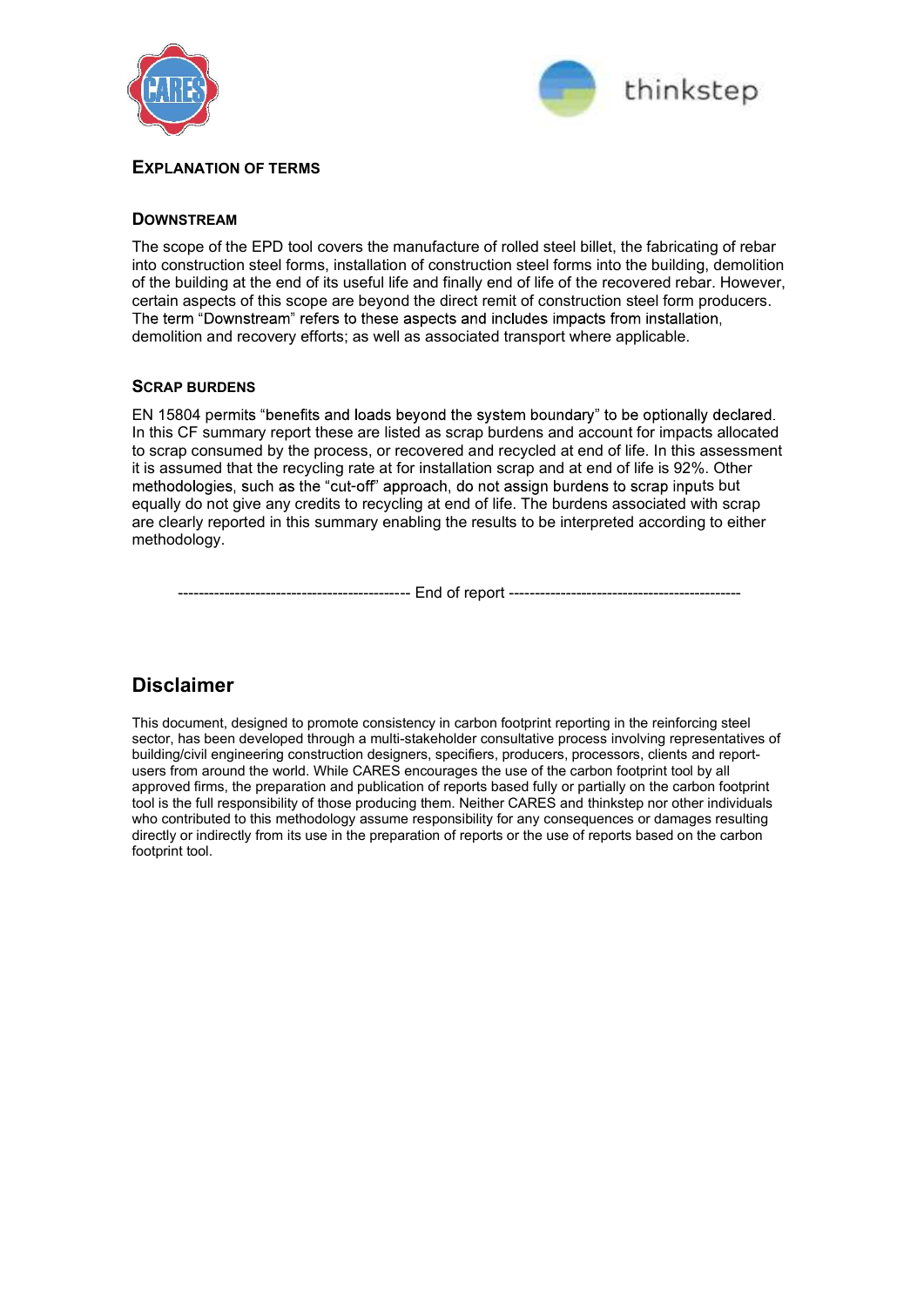## Explanation of Terms

### Downstream

The scope of the EPD tool covers the manufacture of rolled steel billet, the fabricating of rebar into construction steel forms, installation of construction steel forms into the building, demolition of the building at the end of its useful life and finally end of life of the recovered rebar. However, certain aspects of this scope are beyond the direct remit of construction steel form producers. The term "Downstream" refers to these aspects and includes impacts from installation, demolition and recovery efforts; as well as associated transport where applicable.

### Scrap Burdens

EN 15804 permits "benefits and loads beyond the system boundary" to be optionally declared. In this CF summary report these are listed as scrap burdens and account for impacts allocated to scrap consumed by the process, or recovered and recycled at end of life. In this assessment it is assumed that the recycling rate at for installation scrap and at end of life is 92%. Other methodologies, such as the "cut-off" approach, do not assign burdens to scrap inputs but equally do not give any credits to recycling at end of life. The burdens associated with scrap are clearly reported in this summary enabling the results to be interpreted according to either methodology.

--------------------------------------------- End of report ---------------------------------------------

## Disclaimer

This document, designed to promote consistency in carbon footprint reporting in the reinforcing steel sector, has been developed through a multi-stakeholder consultative process involving representatives of building/civil engineering construction designers, specifiers, producers, processors, clients and report-users from around the world. While CARES encourages the use of the carbon footprint tool by all approved firms, the preparation and publication of reports based fully or partially on the carbon footprint tool is the full responsibility of those producing them. Neither CARES and thinkstep nor other individuals who contributed to this methodology assume responsibility for any consequences or damages resulting directly or indirectly from its use in the preparation of reports or the use of reports based on the carbon footprint tool.